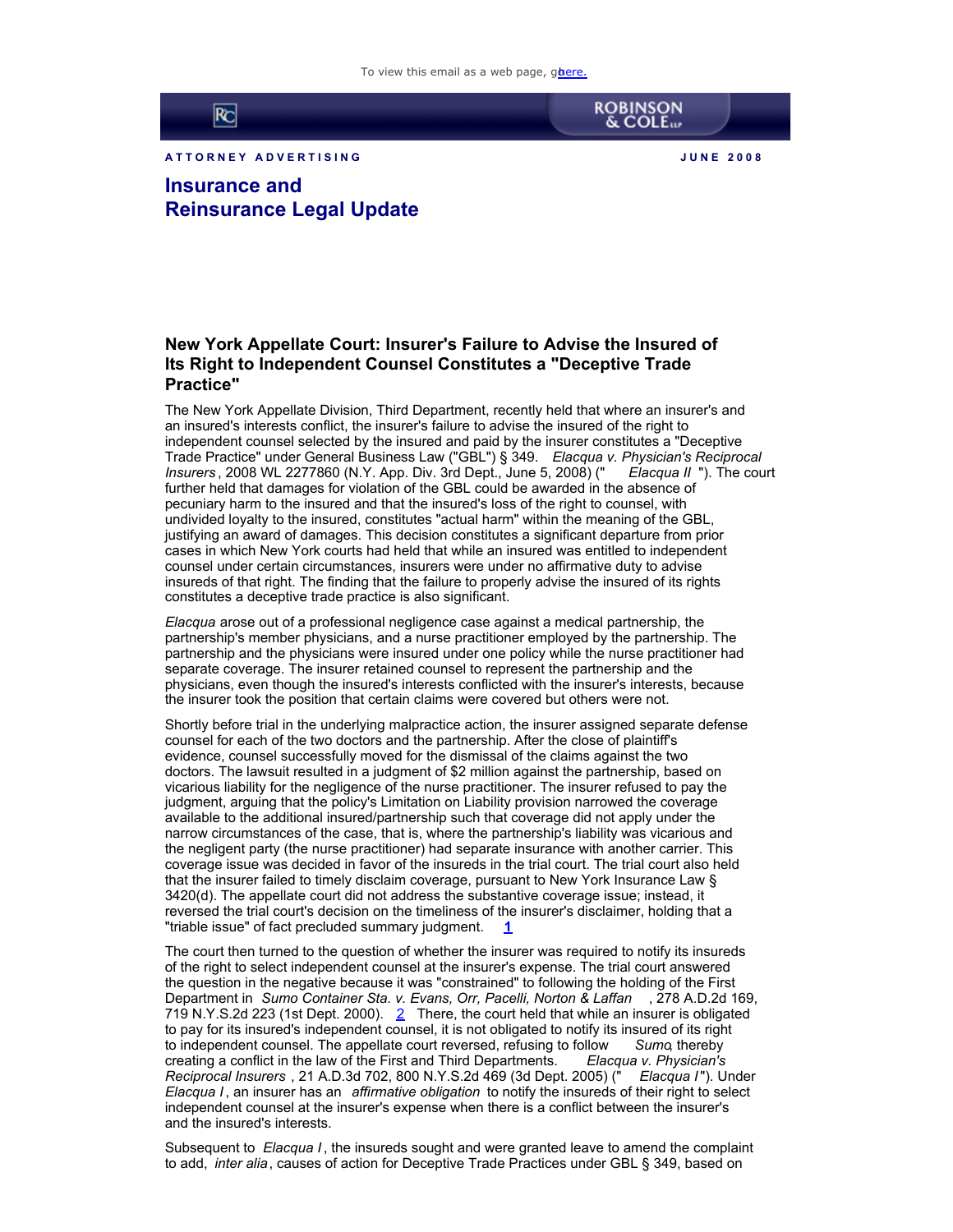To view this email as a web page, go here.

ROBINSON & COLE LLP

ATTORNEY ADVERTISING — JUNE 2008

# Insurance and Reinsurance Legal Update

## New York Appellate Court: Insurer's Failure to Advise the Insured of Its Right to Independent Counsel Constitutes a "Deceptive Trade Practice"

The New York Appellate Division, Third Department, recently held that where an insurer's and an insured's interests conflict, the insurer's failure to advise the insured of the right to independent counsel selected by the insured and paid by the insurer constitutes a "Deceptive Trade Practice" under General Business Law ("GBL") § 349. *Elacqua v. Physician's Reciprocal Insurers*, 2008 WL 2277860 (N.Y. App. Div. 3rd Dept., June 5, 2008) ("*Elacqua II*"). The court further held that damages for violation of the GBL could be awarded in the absence of pecuniary harm to the insured and that the insured's loss of the right to counsel, with undivided loyalty to the insured, constitutes "actual harm" within the meaning of the GBL, justifying an award of damages. This decision constitutes a significant departure from prior cases in which New York courts had held that while an insured was entitled to independent counsel under certain circumstances, insurers were under no affirmative duty to advise insureds of that right. The finding that the failure to properly advise the insured of its rights constitutes a deceptive trade practice is also significant.

*Elacqua* arose out of a professional negligence case against a medical partnership, the partnership's member physicians, and a nurse practitioner employed by the partnership. The partnership and the physicians were insured under one policy while the nurse practitioner had separate coverage. The insurer retained counsel to represent the partnership and the physicians, even though the insured's interests conflicted with the insurer's interests, because the insurer took the position that certain claims were covered but others were not.

Shortly before trial in the underlying malpractice action, the insurer assigned separate defense counsel for each of the two doctors and the partnership. After the close of plaintiff's evidence, counsel successfully moved for the dismissal of the claims against the two doctors. The lawsuit resulted in a judgment of $2 million against the partnership, based on vicarious liability for the negligence of the nurse practitioner. The insurer refused to pay the judgment, arguing that the policy's Limitation on Liability provision narrowed the coverage available to the additional insured/partnership such that coverage did not apply under the narrow circumstances of the case, that is, where the partnership's liability was vicarious and the negligent party (the nurse practitioner) had separate insurance with another carrier. This coverage issue was decided in favor of the insureds in the trial court. The trial court also held that the insurer failed to timely disclaim coverage, pursuant to New York Insurance Law § 3420(d). The appellate court did not address the substantive coverage issue; instead, it reversed the trial court's decision on the timeliness of the insurer's disclaimer, holding that a "triable issue" of fact precluded summary judgment. [1]

The court then turned to the question of whether the insurer was required to notify its insureds of the right to select independent counsel at the insurer's expense. The trial court answered the question in the negative because it was "constrained" to following the holding of the First Department in *Sumo Container Sta. v. Evans, Orr, Pacelli, Norton & Laffan*, 278 A.D.2d 169, 719 N.Y.S.2d 223 (1st Dept. 2000). [2] There, the court held that while an insurer is obligated to pay for its insured's independent counsel, it is not obligated to notify its insured of its right to independent counsel. The appellate court reversed, refusing to follow *Sumo*, thereby creating a conflict in the law of the First and Third Departments. *Elacqua v. Physician's Reciprocal Insurers*, 21 A.D.3d 702, 800 N.Y.S.2d 469 (3d Dept. 2005) ("*Elacqua I*"). Under *Elacqua I*, an insurer has an *affirmative obligation* to notify the insureds of their right to select independent counsel at the insurer's expense when there is a conflict between the insurer's and the insured's interests.

Subsequent to *Elacqua I*, the insureds sought and were granted leave to amend the complaint to add, *inter alia*, causes of action for Deceptive Trade Practices under GBL § 349, based on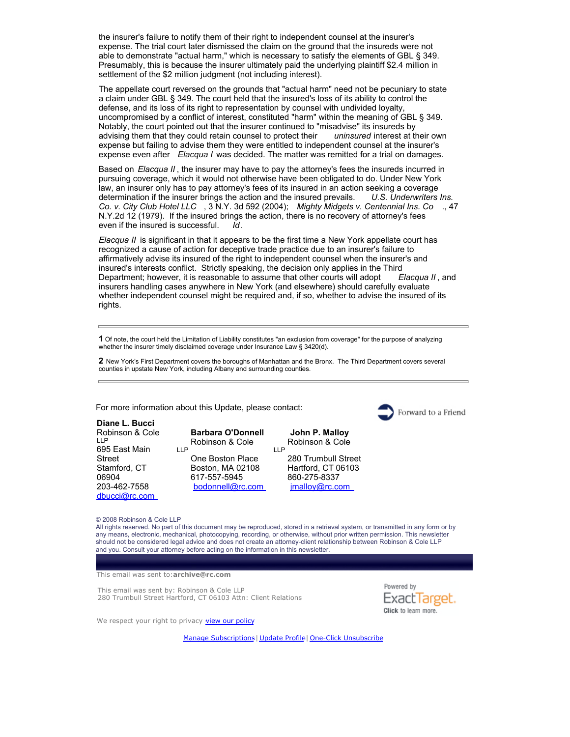the insurer's failure to notify them of their right to independent counsel at the insurer's expense. The trial court later dismissed the claim on the ground that the insureds were not able to demonstrate "actual harm," which is necessary to satisfy the elements of GBL § 349. Presumably, this is because the insurer ultimately paid the underlying plaintiff $2.4 million in settlement of the $2 million judgment (not including interest).

The appellate court reversed on the grounds that "actual harm" need not be pecuniary to state a claim under GBL § 349. The court held that the insured's loss of its ability to control the defense, and its loss of its right to representation by counsel with undivided loyalty, uncompromised by a conflict of interest, constituted "harm" within the meaning of GBL § 349. Notably, the court pointed out that the insurer continued to "misadvise" its insureds by advising them that they could retain counsel to protect their *uninsured* interest at their own expense but failing to advise them they were entitled to independent counsel at the insurer's expense even after *Elacqua I* was decided. The matter was remitted for a trial on damages.

Based on *Elacqua II*, the insurer may have to pay the attorney's fees the insureds incurred in pursuing coverage, which it would not otherwise have been obligated to do. Under New York law, an insurer only has to pay attorney's fees of its insured in an action seeking a coverage determination if the insurer brings the action and the insured prevails. *U.S. Underwriters Ins. Co. v. City Club Hotel LLC*, 3 N.Y. 3d 592 (2004); *Mighty Midgets v. Centennial Ins. Co.*, 47 N.Y.2d 12 (1979). If the insured brings the action, there is no recovery of attorney's fees even if the insured is successful. *Id*.

*Elacqua II* is significant in that it appears to be the first time a New York appellate court has recognized a cause of action for deceptive trade practice due to an insurer's failure to affirmatively advise its insured of the right to independent counsel when the insurer's and insured's interests conflict. Strictly speaking, the decision only applies in the Third Department; however, it is reasonable to assume that other courts will adopt *Elacqua II*, and insurers handling cases anywhere in New York (and elsewhere) should carefully evaluate whether independent counsel might be required and, if so, whether to advise the insured of its rights.

---

**1** Of note, the court held the Limitation of Liability constitutes "an exclusion from coverage" for the purpose of analyzing whether the insurer timely disclaimed coverage under Insurance Law § 3420(d).

**2** New York's First Department covers the boroughs of Manhattan and the Bronx. The Third Department covers several counties in upstate New York, including Albany and surrounding counties.

---

For more information about this Update, please contact:

Forward to a Friend

**Diane L. Bucci**
Robinson & Cole LLP
695 East Main Street
Stamford, CT 06904
203-462-7558
dbucci@rc.com

**Barbara O'Donnell**
Robinson & Cole LLP
One Boston Place
Boston, MA 02108
617-557-5945
bodonnell@rc.com

**John P. Malloy**
Robinson & Cole LLP
280 Trumbull Street
Hartford, CT 06103
860-275-8337
jmalloy@rc.com

© 2008 Robinson & Cole LLP
All rights reserved. No part of this document may be reproduced, stored in a retrieval system, or transmitted in any form or by any means, electronic, mechanical, photocopying, recording, or otherwise, without prior written permission. This newsletter should not be considered legal advice and does not create an attorney-client relationship between Robinson & Cole LLP and you. Consult your attorney before acting on the information in this newsletter.

This email was sent to: **archive@rc.com**

This email was sent by: Robinson & Cole LLP
280 Trumbull Street Hartford, CT 06103 Attn: Client Relations

Powered by ExactTarget. Click to learn more.

We respect your right to privacy view our policy

Manage Subscriptions | Update Profile | One-Click Unsubscribe